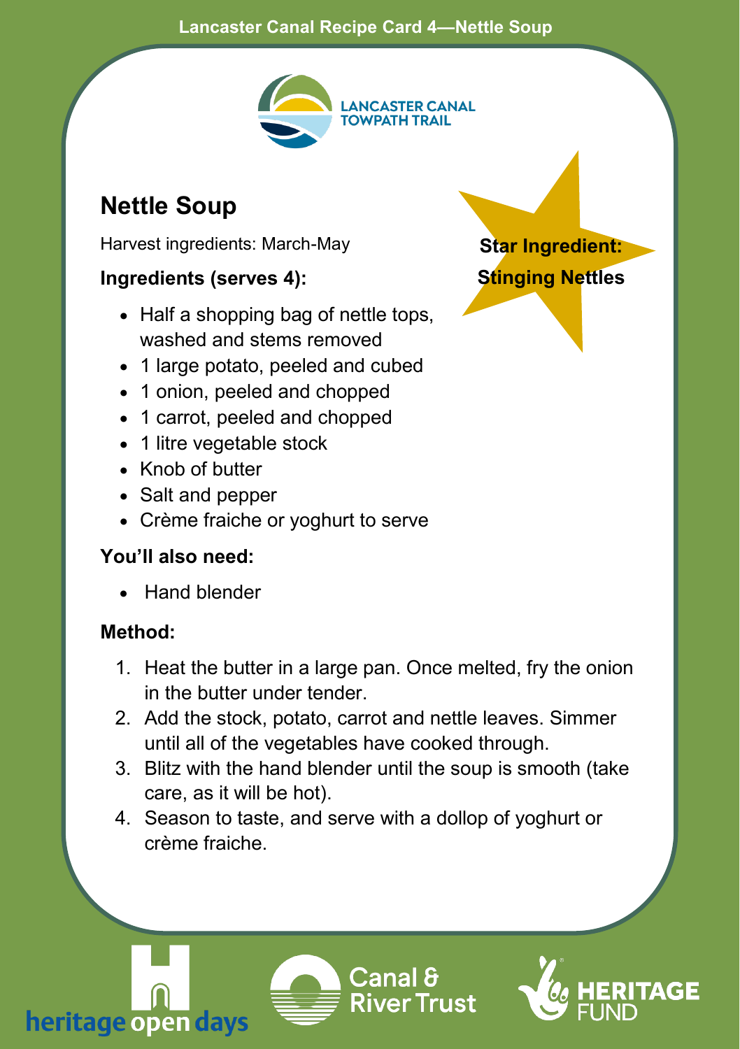Lancaster Canal Recipe Card 4—Nettle Soup

LANCASTER CANAL TOWPATH TRAIL

# Nettle Soup

Harvest ingredients: March-May

**Star Ingredient: Stinging Nettles**

**Ingredients (serves 4):**

- Half a shopping bag of nettle tops, washed and stems removed
- 1 large potato, peeled and cubed
- 1 onion, peeled and chopped
- 1 carrot, peeled and chopped
- 1 litre vegetable stock
- Knob of butter
- Salt and pepper
- Crème fraiche or yoghurt to serve

**You'll also need:**

- Hand blender

**Method:**

1. Heat the butter in a large pan. Once melted, fry the onion in the butter under tender.
2. Add the stock, potato, carrot and nettle leaves. Simmer until all of the vegetables have cooked through.
3. Blitz with the hand blender until the soup is smooth (take care, as it will be hot).
4. Season to taste, and serve with a dollop of yoghurt or crème fraiche.

heritage open days | Canal & River Trust | HERITAGE FUND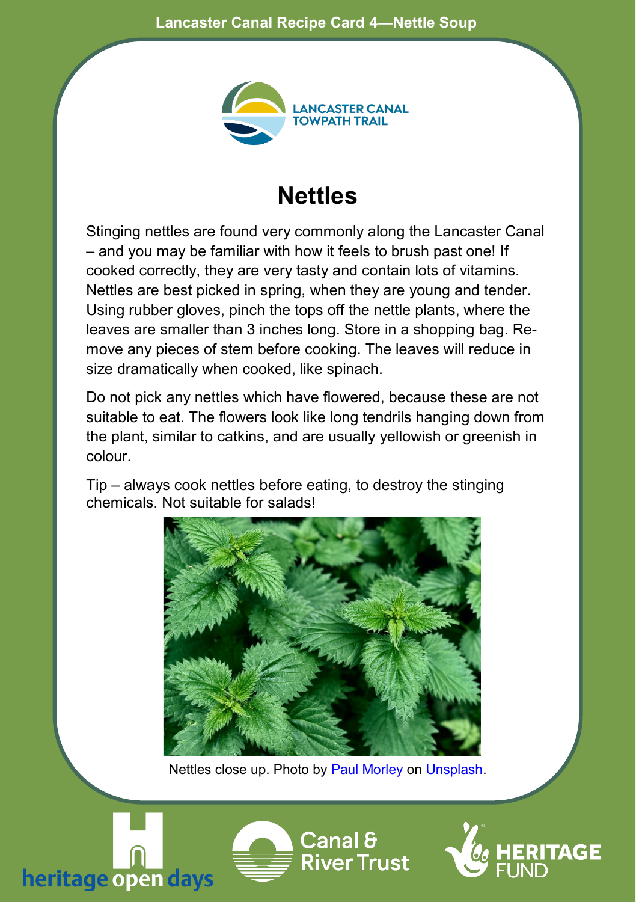# Nettles

Stinging nettles are found very commonly along the Lancaster Canal – and you may be familiar with how it feels to brush past one! If cooked correctly, they are very tasty and contain lots of vitamins. Nettles are best picked in spring, when they are young and tender. Using rubber gloves, pinch the tops off the nettle plants, where the leaves are smaller than 3 inches long. Store in a shopping bag. Remove any pieces of stem before cooking. The leaves will reduce in size dramatically when cooked, like spinach.

Do not pick any nettles which have flowered, because these are not suitable to eat. The flowers look like long tendrils hanging down from the plant, similar to catkins, and are usually yellowish or greenish in colour.

Tip – always cook nettles before eating, to destroy the stinging chemicals. Not suitable for salads!

Nettles close up. Photo by Paul Morley on Unsplash.